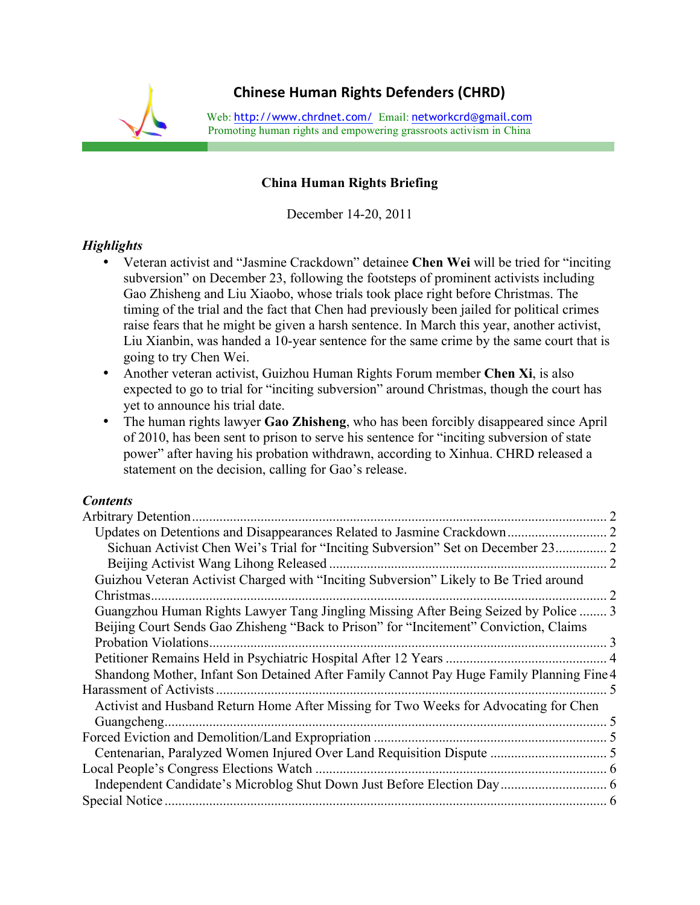**Chinese Human Rights Defenders (CHRD)**

Web: http://www.chrdnet.com/ Email: networkcrd@gmail.com
Promoting human rights and empowering grassroots activism in China

# China Human Rights Briefing

December 14-20, 2011

### *Highlights*

- Veteran activist and "Jasmine Crackdown" detainee **Chen Wei** will be tried for "inciting subversion" on December 23, following the footsteps of prominent activists including Gao Zhisheng and Liu Xiaobo, whose trials took place right before Christmas. The timing of the trial and the fact that Chen had previously been jailed for political crimes raise fears that he might be given a harsh sentence. In March this year, another activist, Liu Xianbin, was handed a 10-year sentence for the same crime by the same court that is going to try Chen Wei.
- Another veteran activist, Guizhou Human Rights Forum member **Chen Xi**, is also expected to go to trial for "inciting subversion" around Christmas, though the court has yet to announce his trial date.
- The human rights lawyer **Gao Zhisheng**, who has been forcibly disappeared since April of 2010, has been sent to prison to serve his sentence for "inciting subversion of state power" after having his probation withdrawn, according to Xinhua. CHRD released a statement on the decision, calling for Gao's release.

### *Contents*

Arbitrary Detention ........ 2
- Updates on Detentions and Disappearances Related to Jasmine Crackdown ........ 2
  - Sichuan Activist Chen Wei's Trial for "Inciting Subversion" Set on December 23 ........ 2
  - Beijing Activist Wang Lihong Released ........ 2
- Guizhou Veteran Activist Charged with "Inciting Subversion" Likely to Be Tried around Christmas ........ 2
- Guangzhou Human Rights Lawyer Tang Jingling Missing After Being Seized by Police ........ 3
- Beijing Court Sends Gao Zhisheng "Back to Prison" for "Incitement" Conviction, Claims Probation Violations ........ 3
- Petitioner Remains Held in Psychiatric Hospital After 12 Years ........ 4
- Shandong Mother, Infant Son Detained After Family Cannot Pay Huge Family Planning Fine ........ 4

Harassment of Activists ........ 5
- Activist and Husband Return Home After Missing for Two Weeks for Advocating for Chen Guangcheng ........ 5

Forced Eviction and Demolition/Land Expropriation ........ 5
- Centenarian, Paralyzed Women Injured Over Land Requisition Dispute ........ 5

Local People's Congress Elections Watch ........ 6
- Independent Candidate's Microblog Shut Down Just Before Election Day ........ 6

Special Notice ........ 6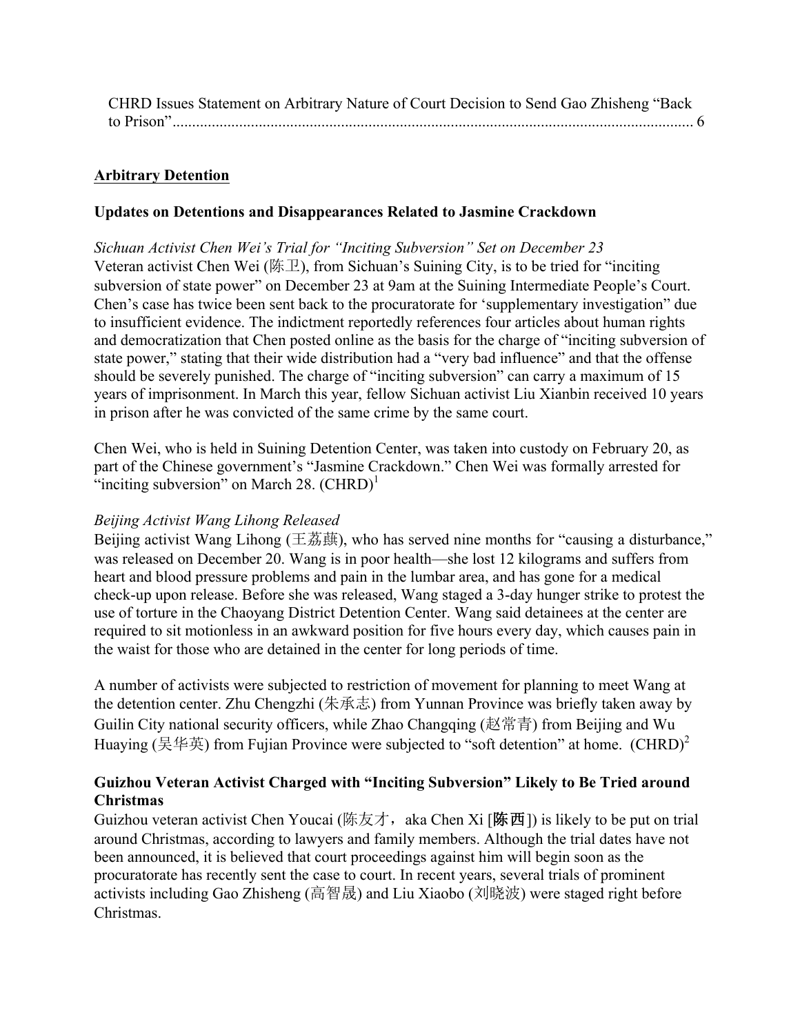CHRD Issues Statement on Arbitrary Nature of Court Decision to Send Gao Zhisheng "Back to Prison"........................................................................................................................... 6

## Arbitrary Detention

### Updates on Detentions and Disappearances Related to Jasmine Crackdown

*Sichuan Activist Chen Wei's Trial for "Inciting Subversion" Set on December 23*

Veteran activist Chen Wei (陈卫), from Sichuan's Suining City, is to be tried for "inciting subversion of state power" on December 23 at 9am at the Suining Intermediate People's Court. Chen's case has twice been sent back to the procuratorate for 'supplementary investigation" due to insufficient evidence. The indictment reportedly references four articles about human rights and democratization that Chen posted online as the basis for the charge of "inciting subversion of state power," stating that their wide distribution had a "very bad influence" and that the offense should be severely punished. The charge of "inciting subversion" can carry a maximum of 15 years of imprisonment. In March this year, fellow Sichuan activist Liu Xianbin received 10 years in prison after he was convicted of the same crime by the same court.

Chen Wei, who is held in Suining Detention Center, was taken into custody on February 20, as part of the Chinese government's "Jasmine Crackdown." Chen Wei was formally arrested for "inciting subversion" on March 28. (CHRD)[1]

*Beijing Activist Wang Lihong Released*

Beijing activist Wang Lihong (王荔蕻), who has served nine months for "causing a disturbance," was released on December 20. Wang is in poor health—she lost 12 kilograms and suffers from heart and blood pressure problems and pain in the lumbar area, and has gone for a medical check-up upon release. Before she was released, Wang staged a 3-day hunger strike to protest the use of torture in the Chaoyang District Detention Center. Wang said detainees at the center are required to sit motionless in an awkward position for five hours every day, which causes pain in the waist for those who are detained in the center for long periods of time.

A number of activists were subjected to restriction of movement for planning to meet Wang at the detention center. Zhu Chengzhi (朱承志) from Yunnan Province was briefly taken away by Guilin City national security officers, while Zhao Changqing (赵常青) from Beijing and Wu Huaying (吴华英) from Fujian Province were subjected to "soft detention" at home. (CHRD)[2]

### Guizhou Veteran Activist Charged with "Inciting Subversion" Likely to Be Tried around Christmas

Guizhou veteran activist Chen Youcai (陈友才，aka Chen Xi [**陈西**]) is likely to be put on trial around Christmas, according to lawyers and family members. Although the trial dates have not been announced, it is believed that court proceedings against him will begin soon as the procuratorate has recently sent the case to court. In recent years, several trials of prominent activists including Gao Zhisheng (高智晟) and Liu Xiaobo (刘晓波) were staged right before Christmas.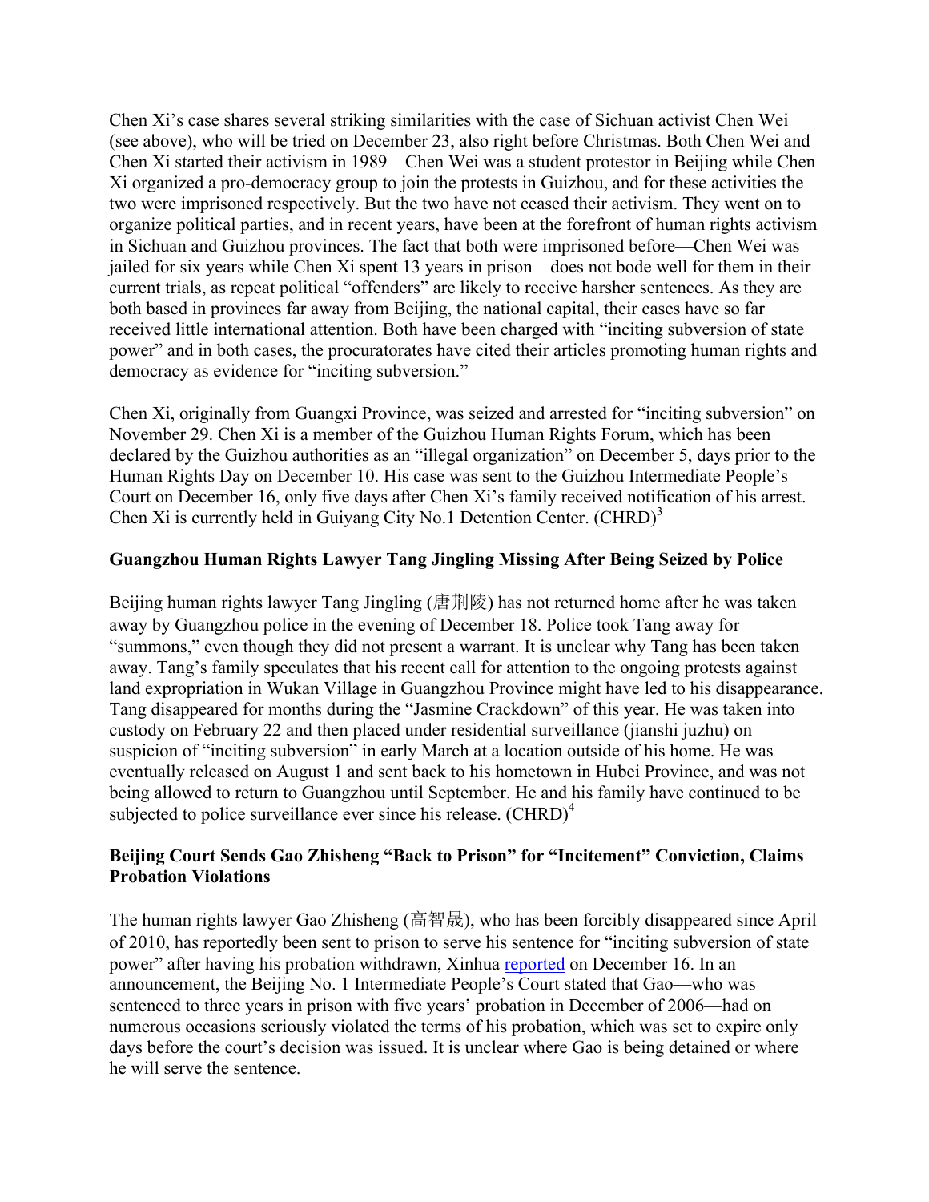Chen Xi's case shares several striking similarities with the case of Sichuan activist Chen Wei (see above), who will be tried on December 23, also right before Christmas. Both Chen Wei and Chen Xi started their activism in 1989—Chen Wei was a student protestor in Beijing while Chen Xi organized a pro-democracy group to join the protests in Guizhou, and for these activities the two were imprisoned respectively. But the two have not ceased their activism. They went on to organize political parties, and in recent years, have been at the forefront of human rights activism in Sichuan and Guizhou provinces. The fact that both were imprisoned before—Chen Wei was jailed for six years while Chen Xi spent 13 years in prison—does not bode well for them in their current trials, as repeat political "offenders" are likely to receive harsher sentences. As they are both based in provinces far away from Beijing, the national capital, their cases have so far received little international attention. Both have been charged with "inciting subversion of state power" and in both cases, the procuratorates have cited their articles promoting human rights and democracy as evidence for "inciting subversion."

Chen Xi, originally from Guangxi Province, was seized and arrested for "inciting subversion" on November 29. Chen Xi is a member of the Guizhou Human Rights Forum, which has been declared by the Guizhou authorities as an "illegal organization" on December 5, days prior to the Human Rights Day on December 10. His case was sent to the Guizhou Intermediate People's Court on December 16, only five days after Chen Xi's family received notification of his arrest. Chen Xi is currently held in Guiyang City No.1 Detention Center. (CHRD)[3]

**Guangzhou Human Rights Lawyer Tang Jingling Missing After Being Seized by Police**

Beijing human rights lawyer Tang Jingling (唐荆陵) has not returned home after he was taken away by Guangzhou police in the evening of December 18. Police took Tang away for "summons," even though they did not present a warrant. It is unclear why Tang has been taken away. Tang's family speculates that his recent call for attention to the ongoing protests against land expropriation in Wukan Village in Guangzhou Province might have led to his disappearance. Tang disappeared for months during the "Jasmine Crackdown" of this year. He was taken into custody on February 22 and then placed under residential surveillance (jianshi juzhu) on suspicion of "inciting subversion" in early March at a location outside of his home. He was eventually released on August 1 and sent back to his hometown in Hubei Province, and was not being allowed to return to Guangzhou until September. He and his family have continued to be subjected to police surveillance ever since his release. (CHRD)[4]

**Beijing Court Sends Gao Zhisheng "Back to Prison" for "Incitement" Conviction, Claims Probation Violations**

The human rights lawyer Gao Zhisheng (高智晟), who has been forcibly disappeared since April of 2010, has reportedly been sent to prison to serve his sentence for "inciting subversion of state power" after having his probation withdrawn, Xinhua reported on December 16. In an announcement, the Beijing No. 1 Intermediate People's Court stated that Gao—who was sentenced to three years in prison with five years' probation in December of 2006—had on numerous occasions seriously violated the terms of his probation, which was set to expire only days before the court's decision was issued. It is unclear where Gao is being detained or where he will serve the sentence.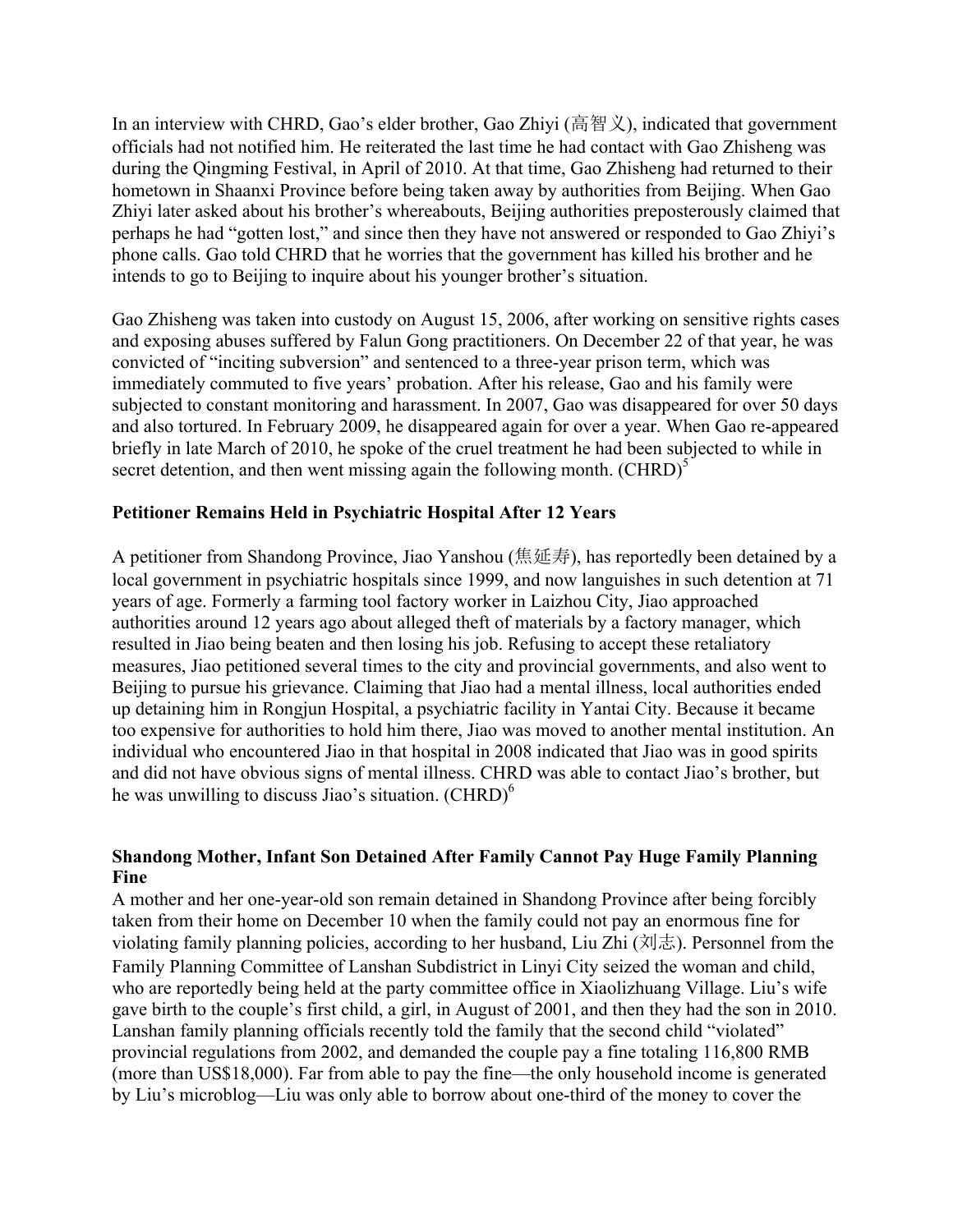In an interview with CHRD, Gao's elder brother, Gao Zhiyi (高智义), indicated that government officials had not notified him. He reiterated the last time he had contact with Gao Zhisheng was during the Qingming Festival, in April of 2010. At that time, Gao Zhisheng had returned to their hometown in Shaanxi Province before being taken away by authorities from Beijing. When Gao Zhiyi later asked about his brother's whereabouts, Beijing authorities preposterously claimed that perhaps he had "gotten lost," and since then they have not answered or responded to Gao Zhiyi's phone calls. Gao told CHRD that he worries that the government has killed his brother and he intends to go to Beijing to inquire about his younger brother's situation.

Gao Zhisheng was taken into custody on August 15, 2006, after working on sensitive rights cases and exposing abuses suffered by Falun Gong practitioners. On December 22 of that year, he was convicted of "inciting subversion" and sentenced to a three-year prison term, which was immediately commuted to five years' probation. After his release, Gao and his family were subjected to constant monitoring and harassment. In 2007, Gao was disappeared for over 50 days and also tortured. In February 2009, he disappeared again for over a year. When Gao re-appeared briefly in late March of 2010, he spoke of the cruel treatment he had been subjected to while in secret detention, and then went missing again the following month. (CHRD)[5]

**Petitioner Remains Held in Psychiatric Hospital After 12 Years**

A petitioner from Shandong Province, Jiao Yanshou (焦延寿), has reportedly been detained by a local government in psychiatric hospitals since 1999, and now languishes in such detention at 71 years of age. Formerly a farming tool factory worker in Laizhou City, Jiao approached authorities around 12 years ago about alleged theft of materials by a factory manager, which resulted in Jiao being beaten and then losing his job. Refusing to accept these retaliatory measures, Jiao petitioned several times to the city and provincial governments, and also went to Beijing to pursue his grievance. Claiming that Jiao had a mental illness, local authorities ended up detaining him in Rongjun Hospital, a psychiatric facility in Yantai City. Because it became too expensive for authorities to hold him there, Jiao was moved to another mental institution. An individual who encountered Jiao in that hospital in 2008 indicated that Jiao was in good spirits and did not have obvious signs of mental illness. CHRD was able to contact Jiao's brother, but he was unwilling to discuss Jiao's situation. (CHRD)[6]

**Shandong Mother, Infant Son Detained After Family Cannot Pay Huge Family Planning Fine**

A mother and her one-year-old son remain detained in Shandong Province after being forcibly taken from their home on December 10 when the family could not pay an enormous fine for violating family planning policies, according to her husband, Liu Zhi (刘志). Personnel from the Family Planning Committee of Lanshan Subdistrict in Linyi City seized the woman and child, who are reportedly being held at the party committee office in Xiaolizhuang Village. Liu's wife gave birth to the couple's first child, a girl, in August of 2001, and then they had the son in 2010. Lanshan family planning officials recently told the family that the second child "violated" provincial regulations from 2002, and demanded the couple pay a fine totaling 116,800 RMB (more than US$18,000). Far from able to pay the fine—the only household income is generated by Liu's microblog—Liu was only able to borrow about one-third of the money to cover the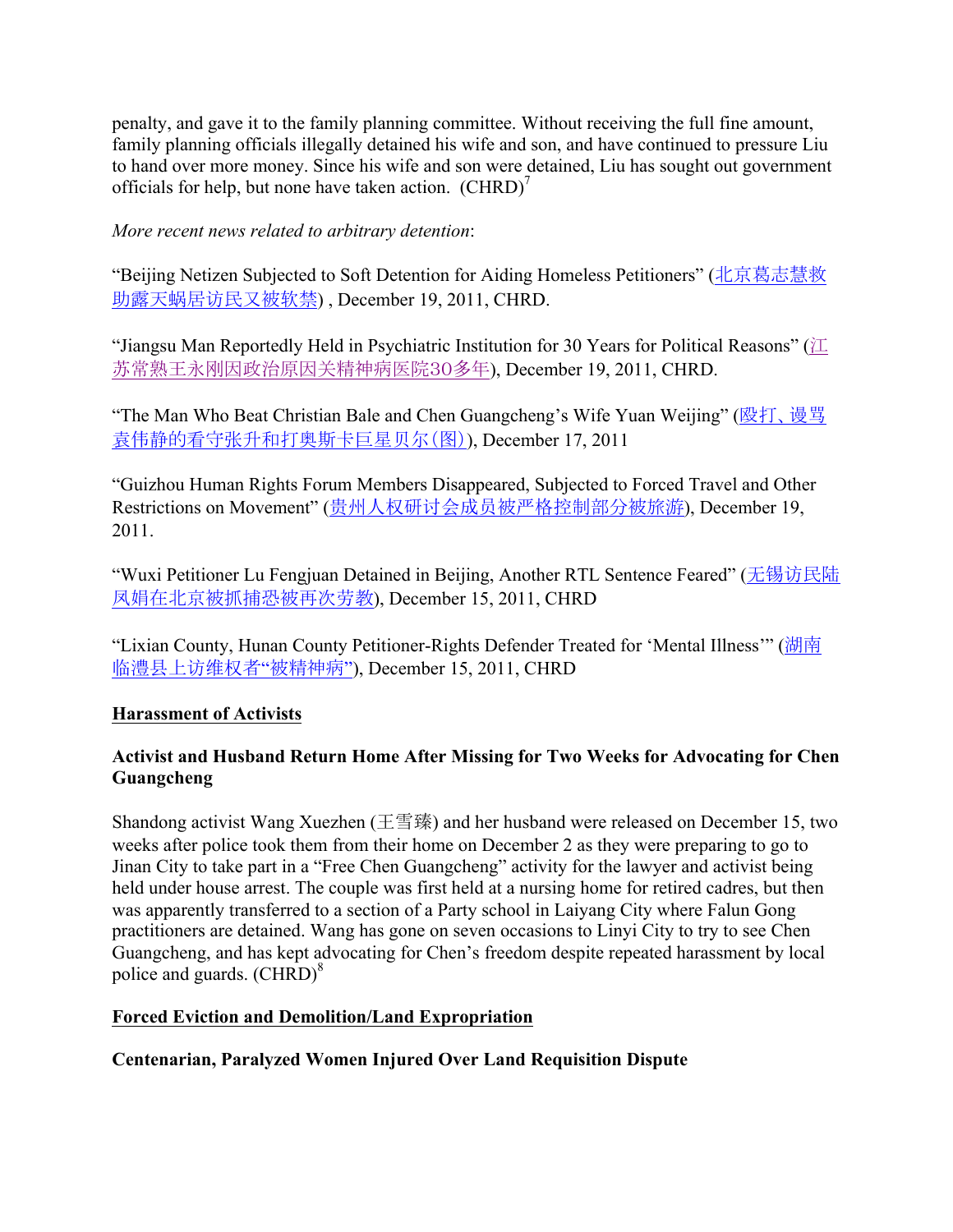penalty, and gave it to the family planning committee. Without receiving the full fine amount, family planning officials illegally detained his wife and son, and have continued to pressure Liu to hand over more money. Since his wife and son were detained, Liu has sought out government officials for help, but none have taken action. (CHRD)[7]

*More recent news related to arbitrary detention*:

"Beijing Netizen Subjected to Soft Detention for Aiding Homeless Petitioners" (北京葛志慧救助露天蜗居访民又被软禁) , December 19, 2011, CHRD.

"Jiangsu Man Reportedly Held in Psychiatric Institution for 30 Years for Political Reasons" (江苏常熟王永刚因政治原因关精神病医院30多年), December 19, 2011, CHRD.

"The Man Who Beat Christian Bale and Chen Guangcheng's Wife Yuan Weijing" (殴打、谩骂袁伟静的看守张升和打奥斯卡巨星贝尔(图)), December 17, 2011

"Guizhou Human Rights Forum Members Disappeared, Subjected to Forced Travel and Other Restrictions on Movement" (贵州人权研讨会成员被严格控制部分被旅游), December 19, 2011.

"Wuxi Petitioner Lu Fengjuan Detained in Beijing, Another RTL Sentence Feared" (无锡访民陆凤娟在北京被抓捕恐被再次劳教), December 15, 2011, CHRD

"Lixian County, Hunan County Petitioner-Rights Defender Treated for 'Mental Illness'" (湖南临澧县上访维权者"被精神病"), December 15, 2011, CHRD

## Harassment of Activists

### Activist and Husband Return Home After Missing for Two Weeks for Advocating for Chen Guangcheng

Shandong activist Wang Xuezhen (王雪臻) and her husband were released on December 15, two weeks after police took them from their home on December 2 as they were preparing to go to Jinan City to take part in a "Free Chen Guangcheng" activity for the lawyer and activist being held under house arrest. The couple was first held at a nursing home for retired cadres, but then was apparently transferred to a section of a Party school in Laiyang City where Falun Gong practitioners are detained. Wang has gone on seven occasions to Linyi City to try to see Chen Guangcheng, and has kept advocating for Chen's freedom despite repeated harassment by local police and guards. (CHRD)[8]

## Forced Eviction and Demolition/Land Expropriation

### Centenarian, Paralyzed Women Injured Over Land Requisition Dispute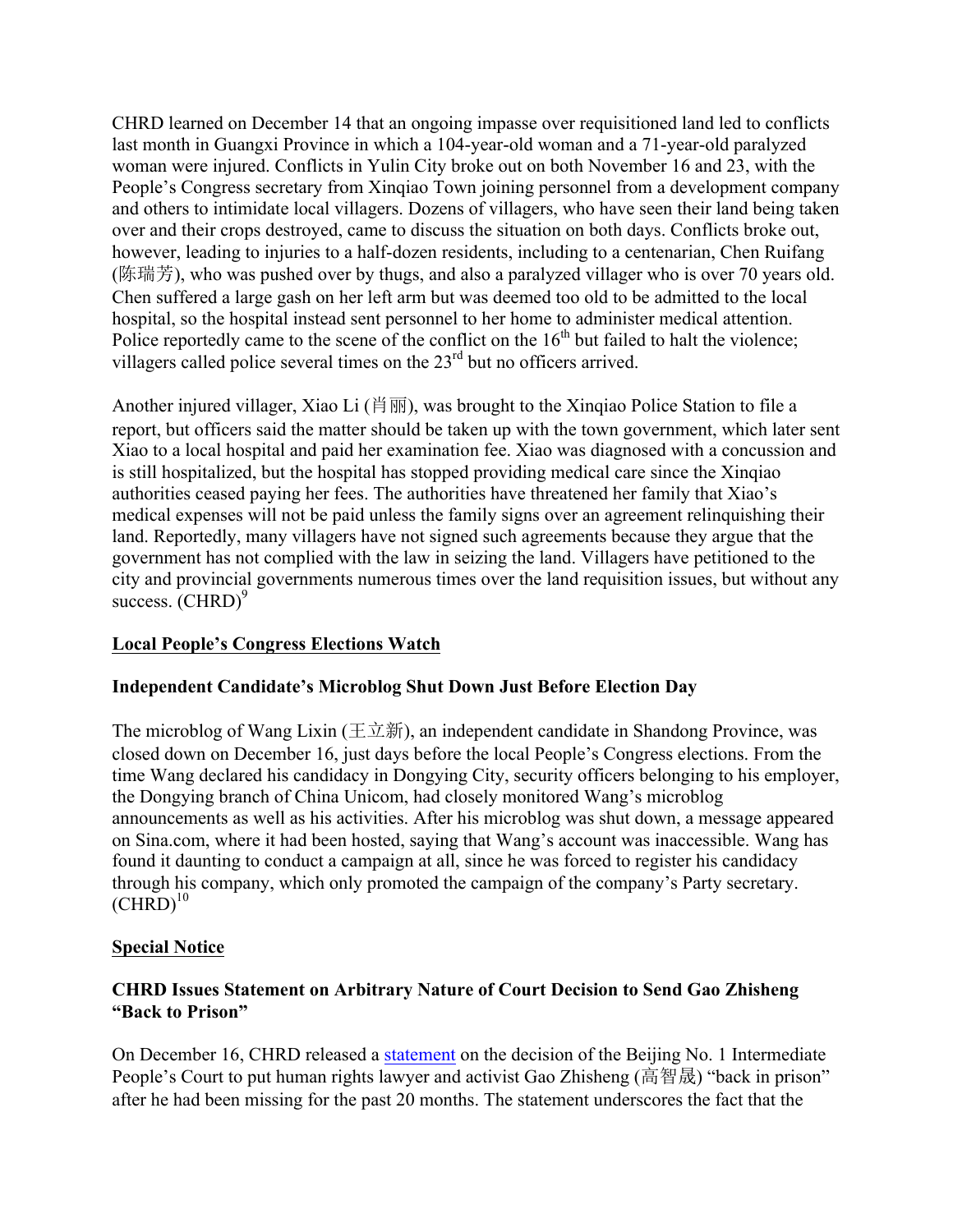CHRD learned on December 14 that an ongoing impasse over requisitioned land led to conflicts last month in Guangxi Province in which a 104-year-old woman and a 71-year-old paralyzed woman were injured. Conflicts in Yulin City broke out on both November 16 and 23, with the People's Congress secretary from Xinqiao Town joining personnel from a development company and others to intimidate local villagers. Dozens of villagers, who have seen their land being taken over and their crops destroyed, came to discuss the situation on both days. Conflicts broke out, however, leading to injuries to a half-dozen residents, including to a centenarian, Chen Ruifang (陈瑞芳), who was pushed over by thugs, and also a paralyzed villager who is over 70 years old. Chen suffered a large gash on her left arm but was deemed too old to be admitted to the local hospital, so the hospital instead sent personnel to her home to administer medical attention. Police reportedly came to the scene of the conflict on the 16th but failed to halt the violence; villagers called police several times on the 23rd but no officers arrived.

Another injured villager, Xiao Li (肖丽), was brought to the Xinqiao Police Station to file a report, but officers said the matter should be taken up with the town government, which later sent Xiao to a local hospital and paid her examination fee. Xiao was diagnosed with a concussion and is still hospitalized, but the hospital has stopped providing medical care since the Xinqiao authorities ceased paying her fees. The authorities have threatened her family that Xiao's medical expenses will not be paid unless the family signs over an agreement relinquishing their land. Reportedly, many villagers have not signed such agreements because they argue that the government has not complied with the law in seizing the land. Villagers have petitioned to the city and provincial governments numerous times over the land requisition issues, but without any success. (CHRD)[9]

## Local People's Congress Elections Watch

### Independent Candidate's Microblog Shut Down Just Before Election Day

The microblog of Wang Lixin (王立新), an independent candidate in Shandong Province, was closed down on December 16, just days before the local People's Congress elections. From the time Wang declared his candidacy in Dongying City, security officers belonging to his employer, the Dongying branch of China Unicom, had closely monitored Wang's microblog announcements as well as his activities. After his microblog was shut down, a message appeared on Sina.com, where it had been hosted, saying that Wang's account was inaccessible. Wang has found it daunting to conduct a campaign at all, since he was forced to register his candidacy through his company, which only promoted the campaign of the company's Party secretary. (CHRD)[10]

## Special Notice

### CHRD Issues Statement on Arbitrary Nature of Court Decision to Send Gao Zhisheng "Back to Prison"

On December 16, CHRD released a statement on the decision of the Beijing No. 1 Intermediate People's Court to put human rights lawyer and activist Gao Zhisheng (高智晟) "back in prison" after he had been missing for the past 20 months. The statement underscores the fact that the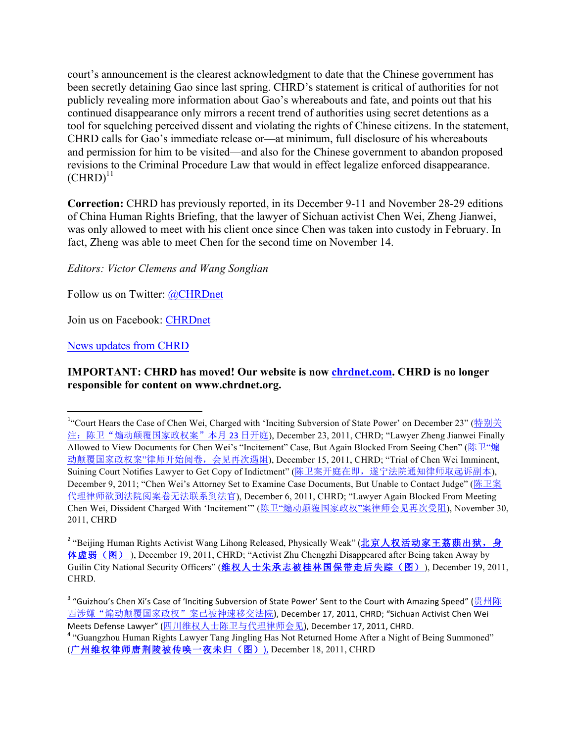court's announcement is the clearest acknowledgment to date that the Chinese government has been secretly detaining Gao since last spring. CHRD's statement is critical of authorities for not publicly revealing more information about Gao's whereabouts and fate, and points out that his continued disappearance only mirrors a recent trend of authorities using secret detentions as a tool for squelching perceived dissent and violating the rights of Chinese citizens. In the statement, CHRD calls for Gao's immediate release or—at minimum, full disclosure of his whereabouts and permission for him to be visited—and also for the Chinese government to abandon proposed revisions to the Criminal Procedure Law that would in effect legalize enforced disappearance. (CHRD)[11]

**Correction:** CHRD has previously reported, in its December 9-11 and November 28-29 editions of China Human Rights Briefing, that the lawyer of Sichuan activist Chen Wei, Zheng Jianwei, was only allowed to meet with his client once since Chen was taken into custody in February. In fact, Zheng was able to meet Chen for the second time on November 14.

*Editors: Victor Clemens and Wang Songlian*

Follow us on Twitter: @CHRDnet

Join us on Facebook: CHRDnet

News updates from CHRD

**IMPORTANT: CHRD has moved! Our website is now chrdnet.com. CHRD is no longer responsible for content on www.chrdnet.org.**

---

[1] "Court Hears the Case of Chen Wei, Charged with 'Inciting Subversion of State Power' on December 23" (特别关注：陈卫"煽动颠覆国家政权案"本月23日开庭), December 23, 2011, CHRD; "Lawyer Zheng Jianwei Finally Allowed to View Documents for Chen Wei's "Incitement" Case, But Again Blocked From Seeing Chen" (陈卫"煽动颠覆国家政权案"律师开始阅卷，会见再次遇阻), December 15, 2011, CHRD; "Trial of Chen Wei Imminent, Suining Court Notifies Lawyer to Get Copy of Indictment" (陈卫案开庭在即，遂宁法院通知律师取起诉副本), December 9, 2011; "Chen Wei's Attorney Set to Examine Case Documents, But Unable to Contact Judge" (陈卫案代理律师欲到法院阅案卷无法联系到法官), December 6, 2011, CHRD; "Lawyer Again Blocked From Meeting Chen Wei, Dissident Charged With 'Incitement'" (陈卫"煽动颠覆国家政权"案律师会见再次受阻), November 30, 2011, CHRD

[2] "Beijing Human Rights Activist Wang Lihong Released, Physically Weak" (**北京人权活动家王荔蕻出狱，身体虚弱（图）**), December 19, 2011, CHRD; "Activist Zhu Chengzhi Disappeared after Being taken Away by Guilin City National Security Officers" (**维权人士朱承志被桂林国保带走后失踪（图）**), December 19, 2011, CHRD.

[3] "Guizhou's Chen Xi's Case of 'Inciting Subversion of State Power' Sent to the Court with Amazing Speed" (贵州陈西涉嫌"煽动颠覆国家政权"案已被神速移交法院), December 17, 2011, CHRD; "Sichuan Activist Chen Wei Meets Defense Lawyer" (四川维权人士陈卫与代理律师会见), December 17, 2011, CHRD.

[4] "Guangzhou Human Rights Lawyer Tang Jingling Has Not Returned Home After a Night of Being Summoned" (**广州维权律师唐荆陵被传唤一夜未归（图）**), December 18, 2011, CHRD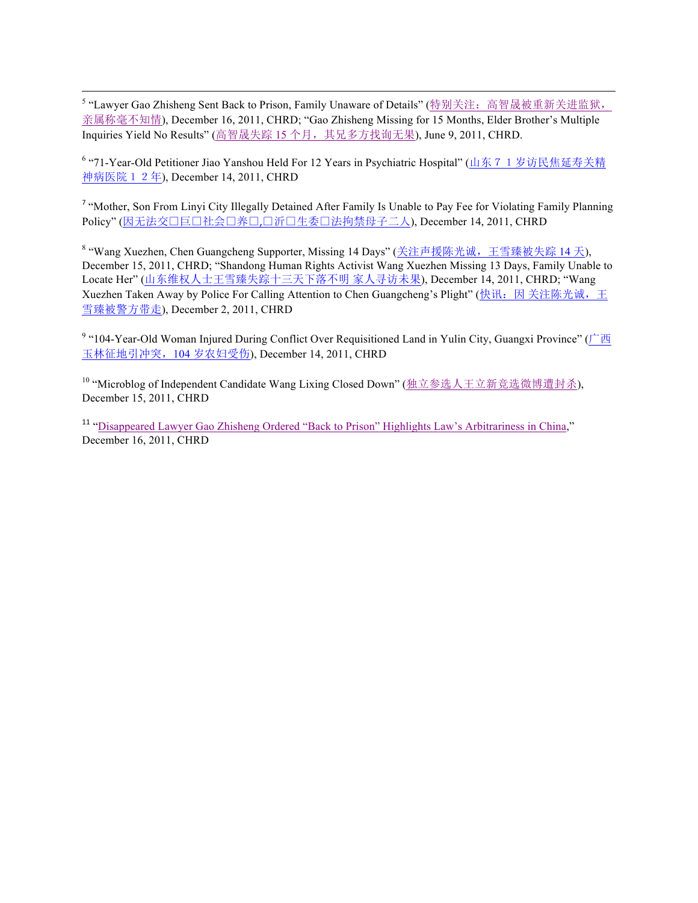[5] "Lawyer Gao Zhisheng Sent Back to Prison, Family Unaware of Details" (特别关注：高智晟被重新关进监狱，亲属称毫不知情), December 16, 2011, CHRD; "Gao Zhisheng Missing for 15 Months, Elder Brother's Multiple Inquiries Yield No Results" (高智晟失踪 15 个月，其兄多方找询无果), June 9, 2011, CHRD.

[6] "71-Year-Old Petitioner Jiao Yanshou Held For 12 Years in Psychiatric Hospital" (山东７１岁访民焦延寿关精神病医院１２年), December 14, 2011, CHRD

[7] "Mother, Son From Linyi City Illegally Detained After Family Is Unable to Pay Fee for Violating Family Planning Policy" (因无法交□巨□社会□养□,□沂□生委□法拘禁母子二人), December 14, 2011, CHRD

[8] "Wang Xuezhen, Chen Guangcheng Supporter, Missing 14 Days" (关注声援陈光诚，王雪臻被失踪 14 天), December 15, 2011, CHRD; "Shandong Human Rights Activist Wang Xuezhen Missing 13 Days, Family Unable to Locate Her" (山东维权人士王雪臻失踪十三天下落不明 家人寻访未果), December 14, 2011, CHRD; "Wang Xuezhen Taken Away by Police For Calling Attention to Chen Guangcheng's Plight" (快讯：因 关注陈光诚，王雪臻被警方带走), December 2, 2011, CHRD

[9] "104-Year-Old Woman Injured During Conflict Over Requisitioned Land in Yulin City, Guangxi Province" (广西玉林征地引冲突，104 岁农妇受伤), December 14, 2011, CHRD

[10] "Microblog of Independent Candidate Wang Lixing Closed Down" (独立参选人王立新竞选微博遭封杀), December 15, 2011, CHRD

[11] "Disappeared Lawyer Gao Zhisheng Ordered "Back to Prison" Highlights Law's Arbitrariness in China," December 16, 2011, CHRD